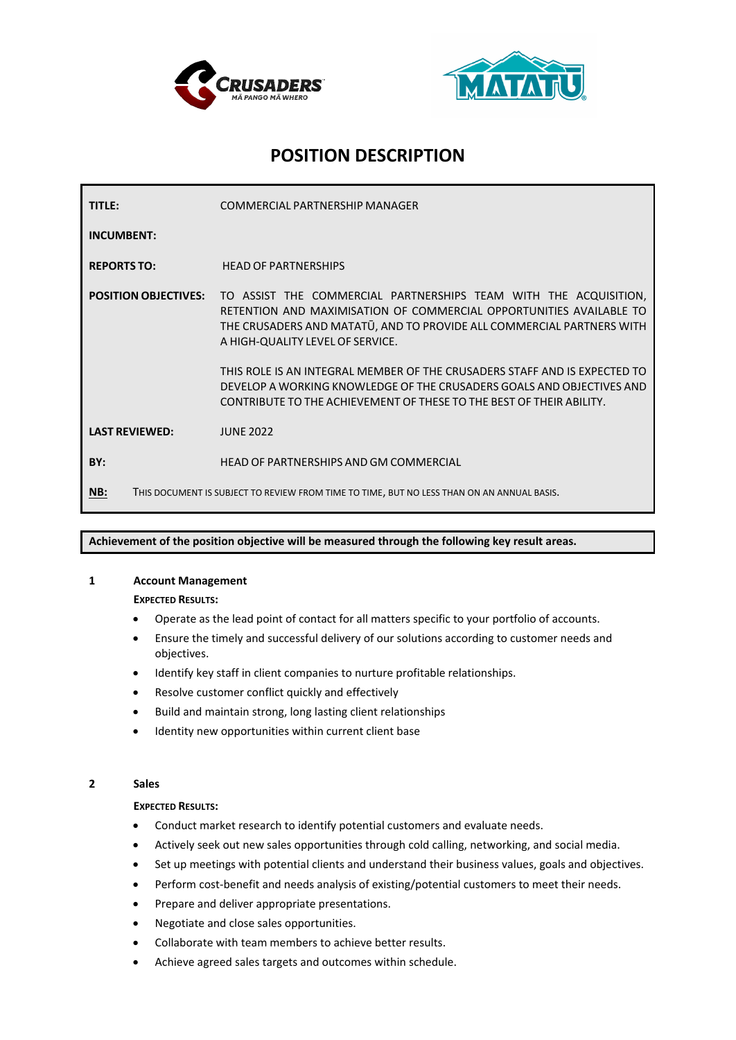# POSITION DESCRIPTION

| | |
|---|---|
| **TITLE:** | COMMERCIAL PARTNERSHIP MANAGER |
| **INCUMBENT:** | |
| **REPORTS TO:** | HEAD OF PARTNERSHIPS |
| **POSITION OBJECTIVES:** | TO ASSIST THE COMMERCIAL PARTNERSHIPS TEAM WITH THE ACQUISITION, RETENTION AND MAXIMISATION OF COMMERCIAL OPPORTUNITIES AVAILABLE TO THE CRUSADERS AND MATATŪ, AND TO PROVIDE ALL COMMERCIAL PARTNERS WITH A HIGH-QUALITY LEVEL OF SERVICE.<br><br>THIS ROLE IS AN INTEGRAL MEMBER OF THE CRUSADERS STAFF AND IS EXPECTED TO DEVELOP A WORKING KNOWLEDGE OF THE CRUSADERS GOALS AND OBJECTIVES AND CONTRIBUTE TO THE ACHIEVEMENT OF THESE TO THE BEST OF THEIR ABILITY. |
| **LAST REVIEWED:** | JUNE 2022 |
| **BY:** | HEAD OF PARTNERSHIPS AND GM COMMERCIAL |

**NB:** THIS DOCUMENT IS SUBJECT TO REVIEW FROM TIME TO TIME, BUT NO LESS THAN ON AN ANNUAL BASIS.

**Achievement of the position objective will be measured through the following key result areas.**

## 1 Account Management

**EXPECTED RESULTS:**

- Operate as the lead point of contact for all matters specific to your portfolio of accounts.
- Ensure the timely and successful delivery of our solutions according to customer needs and objectives.
- Identify key staff in client companies to nurture profitable relationships.
- Resolve customer conflict quickly and effectively
- Build and maintain strong, long lasting client relationships
- Identity new opportunities within current client base

## 2 Sales

**EXPECTED RESULTS:**

- Conduct market research to identify potential customers and evaluate needs.
- Actively seek out new sales opportunities through cold calling, networking, and social media.
- Set up meetings with potential clients and understand their business values, goals and objectives.
- Perform cost-benefit and needs analysis of existing/potential customers to meet their needs.
- Prepare and deliver appropriate presentations.
- Negotiate and close sales opportunities.
- Collaborate with team members to achieve better results.
- Achieve agreed sales targets and outcomes within schedule.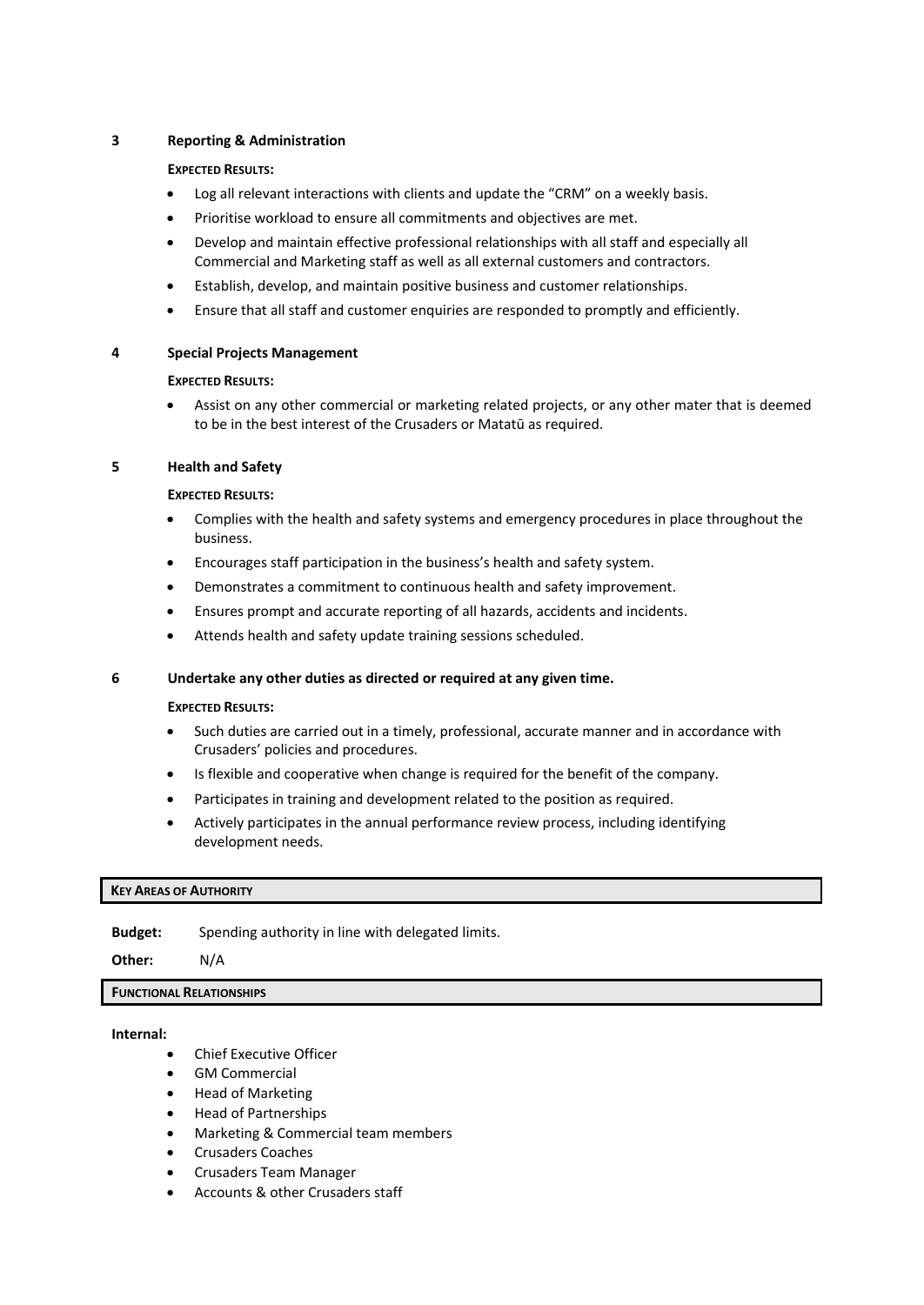### 3 Reporting & Administration

**Expected Results:**

- Log all relevant interactions with clients and update the "CRM" on a weekly basis.
- Prioritise workload to ensure all commitments and objectives are met.
- Develop and maintain effective professional relationships with all staff and especially all Commercial and Marketing staff as well as all external customers and contractors.
- Establish, develop, and maintain positive business and customer relationships.
- Ensure that all staff and customer enquiries are responded to promptly and efficiently.

### 4 Special Projects Management

**Expected Results:**

- Assist on any other commercial or marketing related projects, or any other mater that is deemed to be in the best interest of the Crusaders or Matatū as required.

### 5 Health and Safety

**Expected Results:**

- Complies with the health and safety systems and emergency procedures in place throughout the business.
- Encourages staff participation in the business's health and safety system.
- Demonstrates a commitment to continuous health and safety improvement.
- Ensures prompt and accurate reporting of all hazards, accidents and incidents.
- Attends health and safety update training sessions scheduled.

### 6 Undertake any other duties as directed or required at any given time.

**Expected Results:**

- Such duties are carried out in a timely, professional, accurate manner and in accordance with Crusaders' policies and procedures.
- Is flexible and cooperative when change is required for the benefit of the company.
- Participates in training and development related to the position as required.
- Actively participates in the annual performance review process, including identifying development needs.

## Key Areas of Authority

**Budget:** Spending authority in line with delegated limits.

**Other:** N/A

## Functional Relationships

**Internal:**

- Chief Executive Officer
- GM Commercial
- Head of Marketing
- Head of Partnerships
- Marketing & Commercial team members
- Crusaders Coaches
- Crusaders Team Manager
- Accounts & other Crusaders staff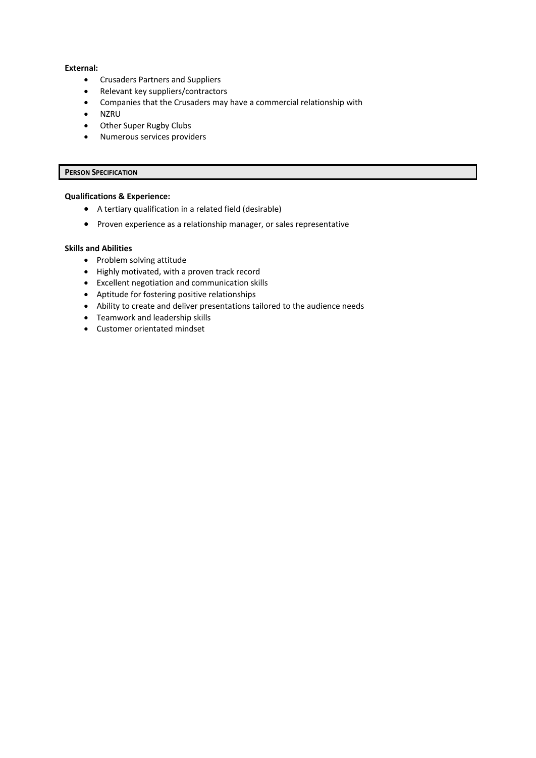**External:**

- Crusaders Partners and Suppliers
- Relevant key suppliers/contractors
- Companies that the Crusaders may have a commercial relationship with
- NZRU
- Other Super Rugby Clubs
- Numerous services providers

## PERSON SPECIFICATION

**Qualifications & Experience:**

- A tertiary qualification in a related field (desirable)
- Proven experience as a relationship manager, or sales representative

**Skills and Abilities**

- Problem solving attitude
- Highly motivated, with a proven track record
- Excellent negotiation and communication skills
- Aptitude for fostering positive relationships
- Ability to create and deliver presentations tailored to the audience needs
- Teamwork and leadership skills
- Customer orientated mindset